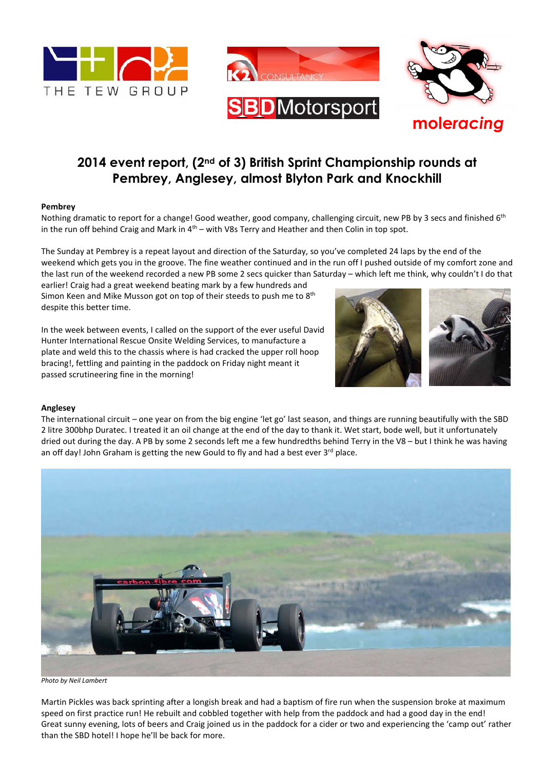## 2014 event report, (2nd of 3) British Sprint Championship rounds at Pembrey, Anglesey, almost Blyton Park and Knockhill

**Pembrey**

Nothing dramatic to report for a change! Good weather, good company, challenging circuit, new PB by 3 secs and finished 6th in the run off behind Craig and Mark in 4th – with V8s Terry and Heather and then Colin in top spot.

The Sunday at Pembrey is a repeat layout and direction of the Saturday, so you've completed 24 laps by the end of the weekend which gets you in the groove. The fine weather continued and in the run off I pushed outside of my comfort zone and the last run of the weekend recorded a new PB some 2 secs quicker than Saturday – which left me think, why couldn't I do that earlier! Craig had a great weekend beating mark by a few hundreds and Simon Keen and Mike Musson got on top of their steeds to push me to 8th despite this better time.

In the week between events, I called on the support of the ever useful David Hunter International Rescue Onsite Welding Services, to manufacture a plate and weld this to the chassis where is had cracked the upper roll hoop bracing!, fettling and painting in the paddock on Friday night meant it passed scrutineering fine in the morning!

**Anglesey**

The international circuit – one year on from the big engine 'let go' last season, and things are running beautifully with the SBD 2 litre 300bhp Duratec. I treated it an oil change at the end of the day to thank it. Wet start, bode well, but it unfortunately dried out during the day. A PB by some 2 seconds left me a few hundredths behind Terry in the V8 – but I think he was having an off day! John Graham is getting the new Gould to fly and had a best ever 3rd place.

*Photo by Neil Lambert*

Martin Pickles was back sprinting after a longish break and had a baptism of fire run when the suspension broke at maximum speed on first practice run! He rebuilt and cobbled together with help from the paddock and had a good day in the end! Great sunny evening, lots of beers and Craig joined us in the paddock for a cider or two and experiencing the 'camp out' rather than the SBD hotel! I hope he'll be back for more.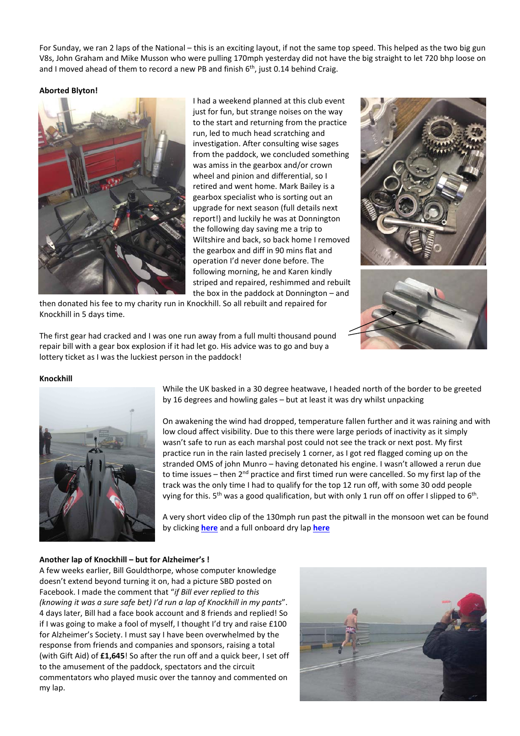For Sunday, we ran 2 laps of the National – this is an exciting layout, if not the same top speed. This helped as the two big gun V8s, John Graham and Mike Musson who were pulling 170mph yesterday did not have the big straight to let 720 bhp loose on and I moved ahead of them to record a new PB and finish 6th, just 0.14 behind Craig.

**Aborted Blyton!**

I had a weekend planned at this club event just for fun, but strange noises on the way to the start and returning from the practice run, led to much head scratching and investigation. After consulting wise sages from the paddock, we concluded something was amiss in the gearbox and/or crown wheel and pinion and differential, so I retired and went home. Mark Bailey is a gearbox specialist who is sorting out an upgrade for next season (full details next report!) and luckily he was at Donnington the following day saving me a trip to Wiltshire and back, so back home I removed the gearbox and diff in 90 mins flat and operation I'd never done before. The following morning, he and Karen kindly striped and repaired, reshimmed and rebuilt the box in the paddock at Donnington – and then donated his fee to my charity run in Knockhill. So all rebuilt and repaired for Knockhill in 5 days time.

The first gear had cracked and I was one run away from a full multi thousand pound repair bill with a gear box explosion if it had let go. His advice was to go and buy a lottery ticket as I was the luckiest person in the paddock!

**Knockhill**

While the UK basked in a 30 degree heatwave, I headed north of the border to be greeted by 16 degrees and howling gales – but at least it was dry whilst unpacking

On awakening the wind had dropped, temperature fallen further and it was raining and with low cloud affect visibility. Due to this there were large periods of inactivity as it simply wasn't safe to run as each marshal post could not see the track or next post. My first practice run in the rain lasted precisely 1 corner, as I got red flagged coming up on the stranded OMS of john Munro – having detonated his engine. I wasn't allowed a rerun due to time issues – then 2nd practice and first timed run were cancelled. So my first lap of the track was the only time I had to qualify for the top 12 run off, with some 30 odd people vying for this. 5th was a good qualification, but with only 1 run off on offer I slipped to 6th.

A very short video clip of the 130mph run past the pitwall in the monsoon wet can be found by clicking **here** and a full onboard dry lap **here**

**Another lap of Knockhill – but for Alzheimer's !**

A few weeks earlier, Bill Gouldthorpe, whose computer knowledge doesn't extend beyond turning it on, had a picture SBD posted on Facebook. I made the comment that "*if Bill ever replied to this (knowing it was a sure safe bet) I'd run a lap of Knockhill in my pants*". 4 days later, Bill had a face book account and 8 friends and replied! So if I was going to make a fool of myself, I thought I'd try and raise £100 for Alzheimer's Society. I must say I have been overwhelmed by the response from friends and companies and sponsors, raising a total (with Gift Aid) of **£1,645**! So after the run off and a quick beer, I set off to the amusement of the paddock, spectators and the circuit commentators who played music over the tannoy and commented on my lap.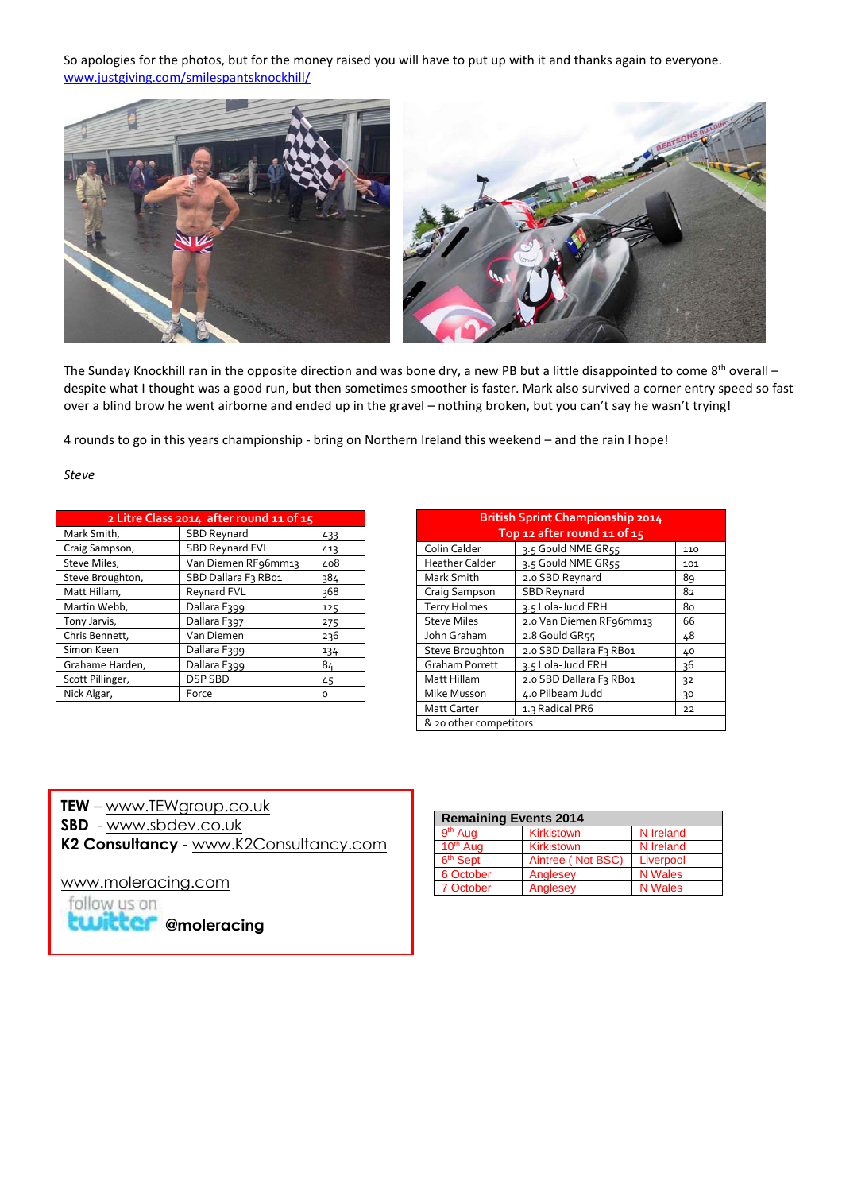So apologies for the photos, but for the money raised you will have to put up with it and thanks again to everyone.
www.justgiving.com/smilespantsknockhill/

The Sunday Knockhill ran in the opposite direction and was bone dry, a new PB but a little disappointed to come 8th overall – despite what I thought was a good run, but then sometimes smoother is faster. Mark also survived a corner entry speed so fast over a blind brow he went airborne and ended up in the gravel – nothing broken, but you can't say he wasn't trying!

4 rounds to go in this years championship - bring on Northern Ireland this weekend – and the rain I hope!

*Steve*

| 2 Litre Class 2014 after round 11 of 15 | | |
|---|---|---|
| Mark Smith, | SBD Reynard | 433 |
| Craig Sampson, | SBD Reynard FVL | 413 |
| Steve Miles, | Van Diemen RF96mm13 | 408 |
| Steve Broughton, | SBD Dallara F3 RB01 | 384 |
| Matt Hillam, | Reynard FVL | 368 |
| Martin Webb, | Dallara F399 | 125 |
| Tony Jarvis, | Dallara F397 | 275 |
| Chris Bennett, | Van Diemen | 236 |
| Simon Keen | Dallara F399 | 134 |
| Grahame Harden, | Dallara F399 | 84 |
| Scott Pillinger, | DSP SBD | 45 |
| Nick Algar, | Force | 0 |

| British Sprint Championship 2014 Top 12 after round 11 of 15 | | |
|---|---|---|
| Colin Calder | 3.5 Gould NME GR55 | 110 |
| Heather Calder | 3.5 Gould NME GR55 | 101 |
| Mark Smith | 2.0 SBD Reynard | 89 |
| Craig Sampson | SBD Reynard | 82 |
| Terry Holmes | 3.5 Lola-Judd ERH | 80 |
| Steve Miles | 2.0 Van Diemen RF96mm13 | 66 |
| John Graham | 2.8 Gould GR55 | 48 |
| Steve Broughton | 2.0 SBD Dallara F3 RB01 | 40 |
| Graham Porrett | 3.5 Lola-Judd ERH | 36 |
| Matt Hillam | 2.0 SBD Dallara F3 RB01 | 32 |
| Mike Musson | 4.0 Pilbeam Judd | 30 |
| Matt Carter | 1.3 Radical PR6 | 22 |
| & 20 other competitors | | |

**TEW** – www.TEWgroup.co.uk
**SBD** - www.sbdev.co.uk
**K2 Consultancy** - www.K2Consultancy.com

www.moleracing.com
follow us on twitter **@moleracing**

| Remaining Events 2014 | | |
|---|---|---|
| 9th Aug | Kirkistown | N Ireland |
| 10th Aug | Kirkistown | N Ireland |
| 6th Sept | Aintree ( Not BSC) | Liverpool |
| 6 October | Anglesey | N Wales |
| 7 October | Anglesey | N Wales |